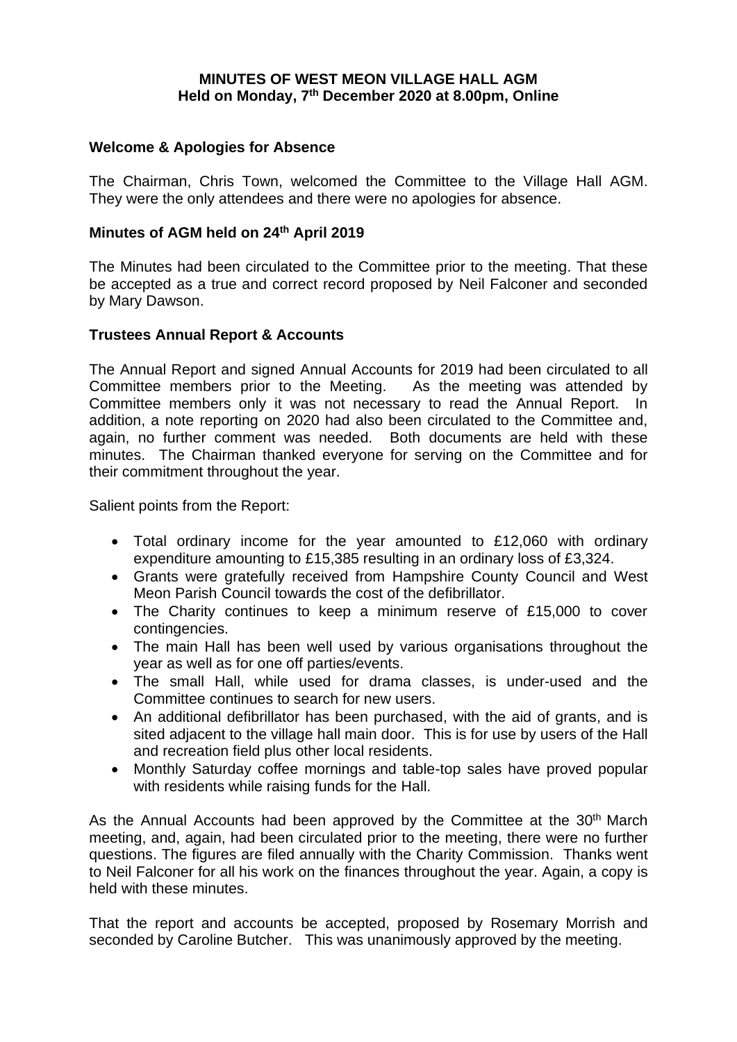# MINUTES OF WEST MEON VILLAGE HALL AGM
## Held on Monday, 7th December 2020 at 8.00pm, Online

### Welcome & Apologies for Absence

The Chairman, Chris Town, welcomed the Committee to the Village Hall AGM. They were the only attendees and there were no apologies for absence.

### Minutes of AGM held on 24th April 2019

The Minutes had been circulated to the Committee prior to the meeting. That these be accepted as a true and correct record proposed by Neil Falconer and seconded by Mary Dawson.

### Trustees Annual Report & Accounts

The Annual Report and signed Annual Accounts for 2019 had been circulated to all Committee members prior to the Meeting. As the meeting was attended by Committee members only it was not necessary to read the Annual Report. In addition, a note reporting on 2020 had also been circulated to the Committee and, again, no further comment was needed. Both documents are held with these minutes. The Chairman thanked everyone for serving on the Committee and for their commitment throughout the year.

Salient points from the Report:

- Total ordinary income for the year amounted to £12,060 with ordinary expenditure amounting to £15,385 resulting in an ordinary loss of £3,324.
- Grants were gratefully received from Hampshire County Council and West Meon Parish Council towards the cost of the defibrillator.
- The Charity continues to keep a minimum reserve of £15,000 to cover contingencies.
- The main Hall has been well used by various organisations throughout the year as well as for one off parties/events.
- The small Hall, while used for drama classes, is under-used and the Committee continues to search for new users.
- An additional defibrillator has been purchased, with the aid of grants, and is sited adjacent to the village hall main door. This is for use by users of the Hall and recreation field plus other local residents.
- Monthly Saturday coffee mornings and table-top sales have proved popular with residents while raising funds for the Hall.

As the Annual Accounts had been approved by the Committee at the 30th March meeting, and, again, had been circulated prior to the meeting, there were no further questions. The figures are filed annually with the Charity Commission. Thanks went to Neil Falconer for all his work on the finances throughout the year. Again, a copy is held with these minutes.

That the report and accounts be accepted, proposed by Rosemary Morrish and seconded by Caroline Butcher. This was unanimously approved by the meeting.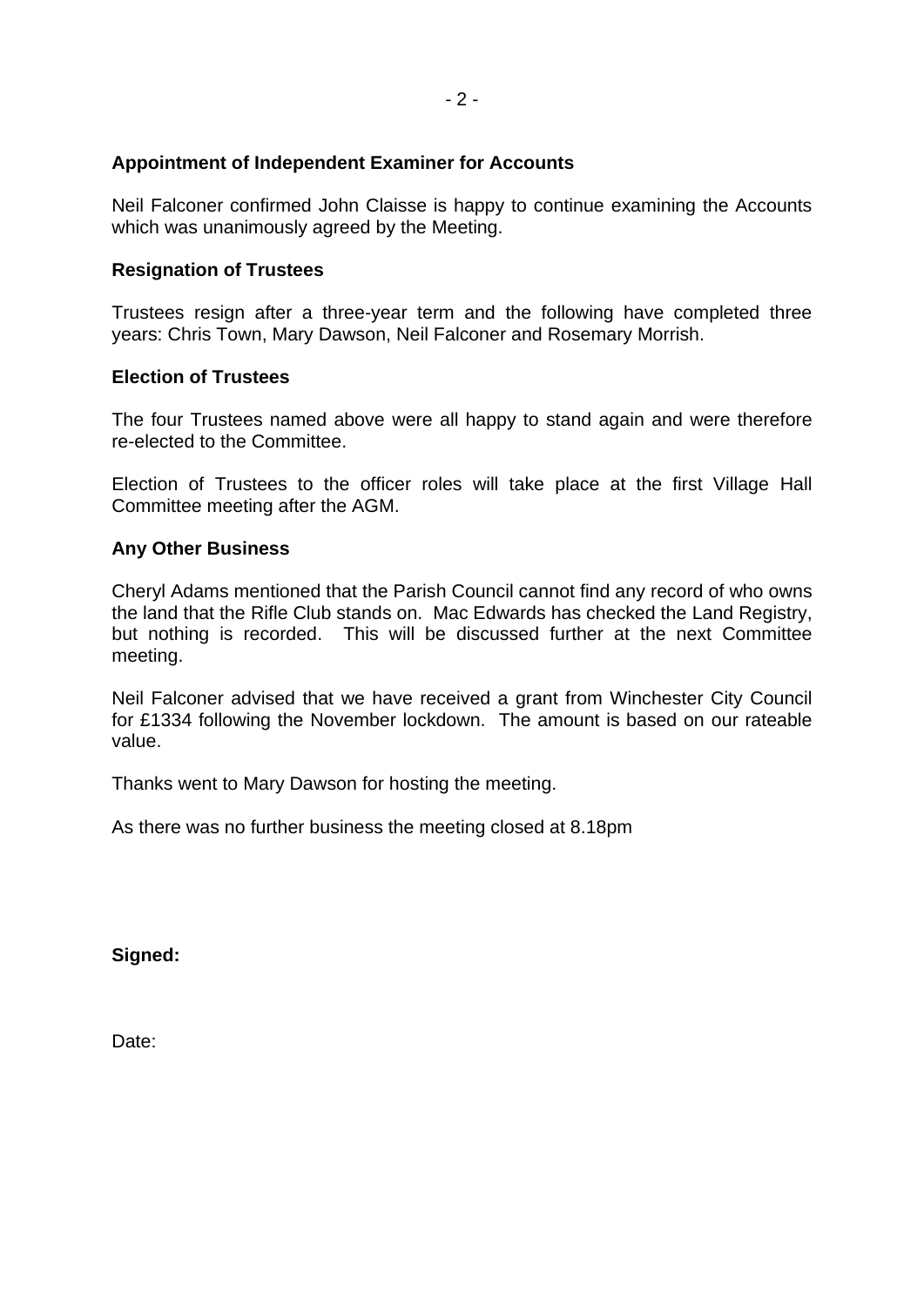**Appointment of Independent Examiner for Accounts**

Neil Falconer confirmed John Claisse is happy to continue examining the Accounts which was unanimously agreed by the Meeting.

**Resignation of Trustees**

Trustees resign after a three-year term and the following have completed three years: Chris Town, Mary Dawson, Neil Falconer and Rosemary Morrish.

**Election of Trustees**

The four Trustees named above were all happy to stand again and were therefore re-elected to the Committee.

Election of Trustees to the officer roles will take place at the first Village Hall Committee meeting after the AGM.

**Any Other Business**

Cheryl Adams mentioned that the Parish Council cannot find any record of who owns the land that the Rifle Club stands on. Mac Edwards has checked the Land Registry, but nothing is recorded. This will be discussed further at the next Committee meeting.

Neil Falconer advised that we have received a grant from Winchester City Council for £1334 following the November lockdown. The amount is based on our rateable value.

Thanks went to Mary Dawson for hosting the meeting.

As there was no further business the meeting closed at 8.18pm

**Signed:**

Date: